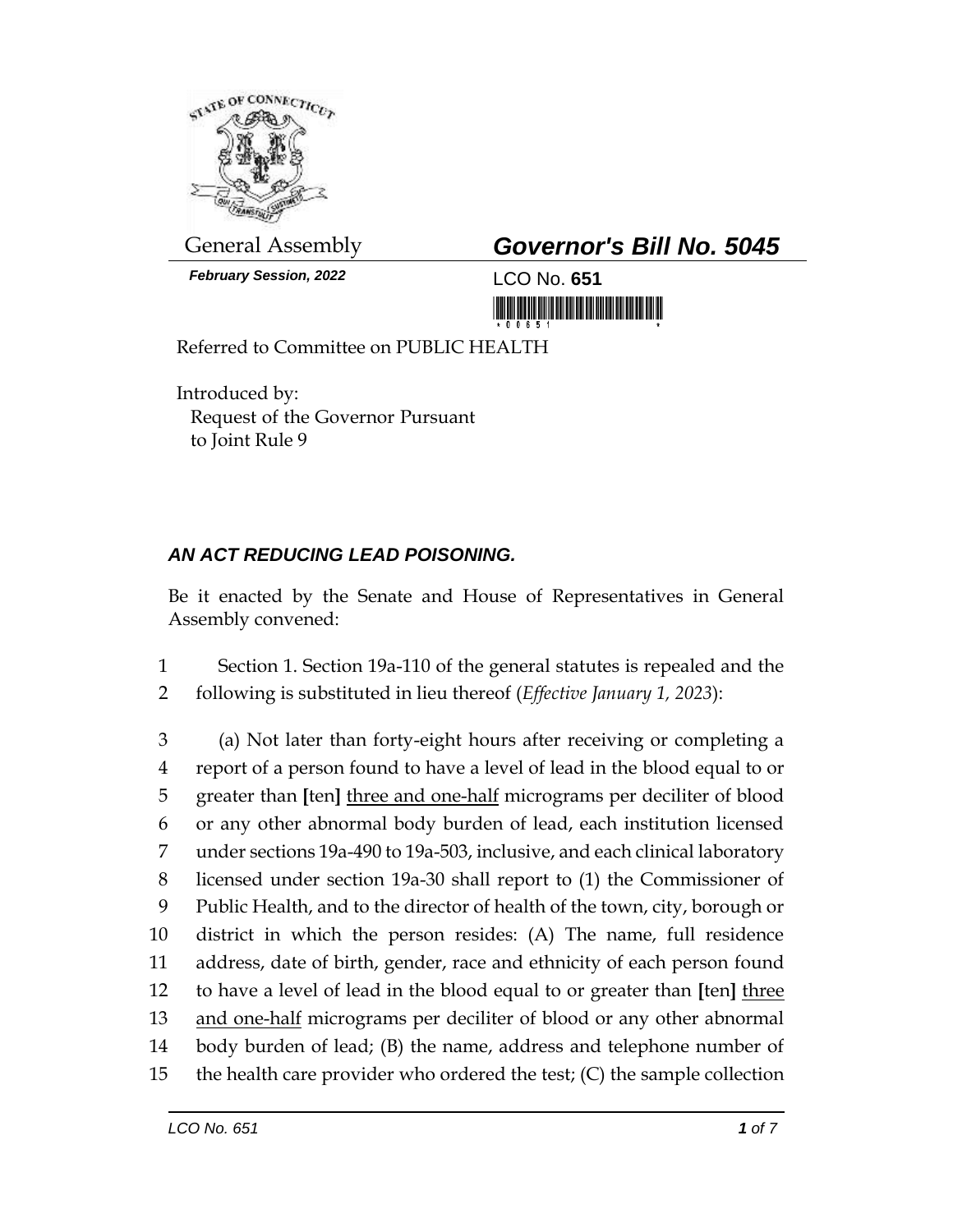General Assembly

***February Session, 2022***

# *Governor's Bill No. 5045*

LCO No. **651**

Referred to Committee on PUBLIC HEALTH

Introduced by:
Request of the Governor Pursuant to Joint Rule 9

## *AN ACT REDUCING LEAD POISONING.*

Be it enacted by the Senate and House of Representatives in General Assembly convened:

1 Section 1. Section 19a-110 of the general statutes is repealed and the
2 following is substituted in lieu thereof (*Effective January 1, 2023*):

3 (a) Not later than forty-eight hours after receiving or completing a
4 report of a person found to have a level of lead in the blood equal to or
5 greater than **[**ten**]** <u>three and one-half</u> micrograms per deciliter of blood
6 or any other abnormal body burden of lead, each institution licensed
7 under sections 19a-490 to 19a-503, inclusive, and each clinical laboratory
8 licensed under section 19a-30 shall report to (1) the Commissioner of
9 Public Health, and to the director of health of the town, city, borough or
10 district in which the person resides: (A) The name, full residence
11 address, date of birth, gender, race and ethnicity of each person found
12 to have a level of lead in the blood equal to or greater than **[**ten**]** <u>three</u>
13 <u>and one-half</u> micrograms per deciliter of blood or any other abnormal
14 body burden of lead; (B) the name, address and telephone number of
15 the health care provider who ordered the test; (C) the sample collection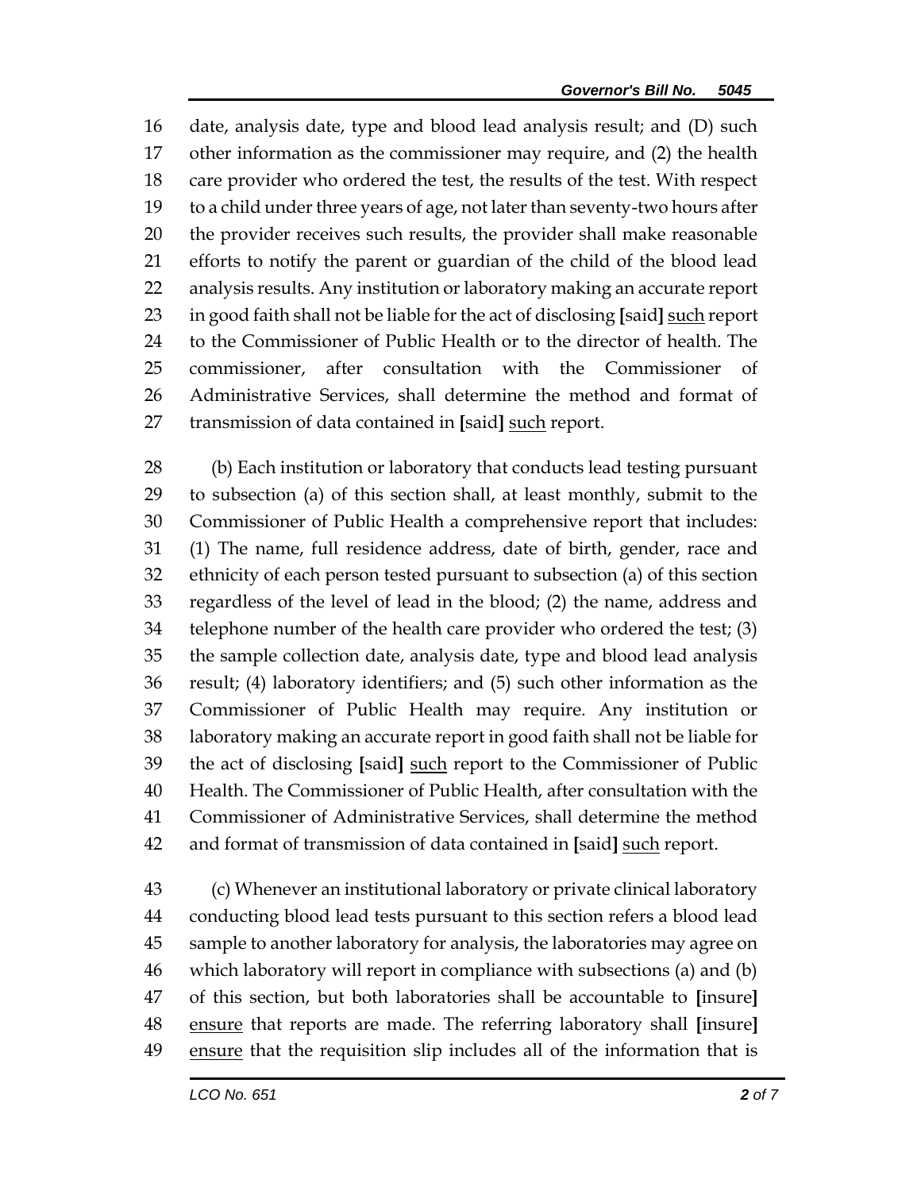date, analysis date, type and blood lead analysis result; and (D) such other information as the commissioner may require, and (2) the health care provider who ordered the test, the results of the test. With respect to a child under three years of age, not later than seventy-two hours after the provider receives such results, the provider shall make reasonable efforts to notify the parent or guardian of the child of the blood lead analysis results. Any institution or laboratory making an accurate report in good faith shall not be liable for the act of disclosing [said] <u>such</u> report to the Commissioner of Public Health or to the director of health. The commissioner, after consultation with the Commissioner of Administrative Services, shall determine the method and format of transmission of data contained in [said] <u>such</u> report.

(b) Each institution or laboratory that conducts lead testing pursuant to subsection (a) of this section shall, at least monthly, submit to the Commissioner of Public Health a comprehensive report that includes: (1) The name, full residence address, date of birth, gender, race and ethnicity of each person tested pursuant to subsection (a) of this section regardless of the level of lead in the blood; (2) the name, address and telephone number of the health care provider who ordered the test; (3) the sample collection date, analysis date, type and blood lead analysis result; (4) laboratory identifiers; and (5) such other information as the Commissioner of Public Health may require. Any institution or laboratory making an accurate report in good faith shall not be liable for the act of disclosing [said] <u>such</u> report to the Commissioner of Public Health. The Commissioner of Public Health, after consultation with the Commissioner of Administrative Services, shall determine the method and format of transmission of data contained in [said] <u>such</u> report.

(c) Whenever an institutional laboratory or private clinical laboratory conducting blood lead tests pursuant to this section refers a blood lead sample to another laboratory for analysis, the laboratories may agree on which laboratory will report in compliance with subsections (a) and (b) of this section, but both laboratories shall be accountable to [insure] <u>ensure</u> that reports are made. The referring laboratory shall [insure] <u>ensure</u> that the requisition slip includes all of the information that is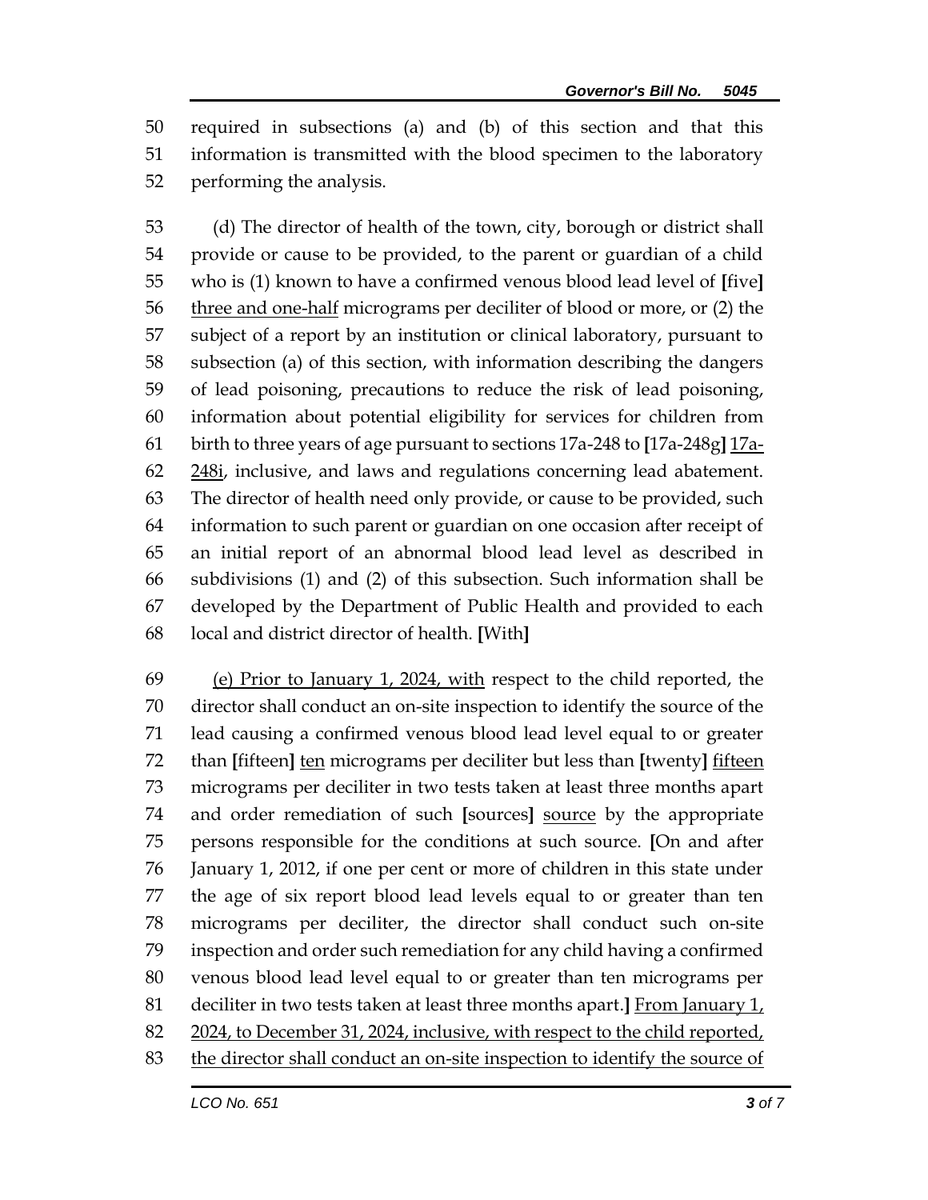required in subsections (a) and (b) of this section and that this information is transmitted with the blood specimen to the laboratory performing the analysis.

(d) The director of health of the town, city, borough or district shall provide or cause to be provided, to the parent or guardian of a child who is (1) known to have a confirmed venous blood lead level of **[**five**]** <u>three and one-half</u> micrograms per deciliter of blood or more, or (2) the subject of a report by an institution or clinical laboratory, pursuant to subsection (a) of this section, with information describing the dangers of lead poisoning, precautions to reduce the risk of lead poisoning, information about potential eligibility for services for children from birth to three years of age pursuant to sections 17a-248 to **[**17a-248g**]** <u>17a-248i</u>, inclusive, and laws and regulations concerning lead abatement. The director of health need only provide, or cause to be provided, such information to such parent or guardian on one occasion after receipt of an initial report of an abnormal blood lead level as described in subdivisions (1) and (2) of this subsection. Such information shall be developed by the Department of Public Health and provided to each local and district director of health. **[**With**]**

<u>(e) Prior to January 1, 2024, with</u> respect to the child reported, the director shall conduct an on-site inspection to identify the source of the lead causing a confirmed venous blood lead level equal to or greater than **[**fifteen**]** <u>ten</u> micrograms per deciliter but less than **[**twenty**]** <u>fifteen</u> micrograms per deciliter in two tests taken at least three months apart and order remediation of such **[**sources**]** <u>source</u> by the appropriate persons responsible for the conditions at such source. **[**On and after January 1, 2012, if one per cent or more of children in this state under the age of six report blood lead levels equal to or greater than ten micrograms per deciliter, the director shall conduct such on-site inspection and order such remediation for any child having a confirmed venous blood lead level equal to or greater than ten micrograms per deciliter in two tests taken at least three months apart.**]** <u>From January 1, 2024, to December 31, 2024, inclusive, with respect to the child reported, the director shall conduct an on-site inspection to identify the source of</u>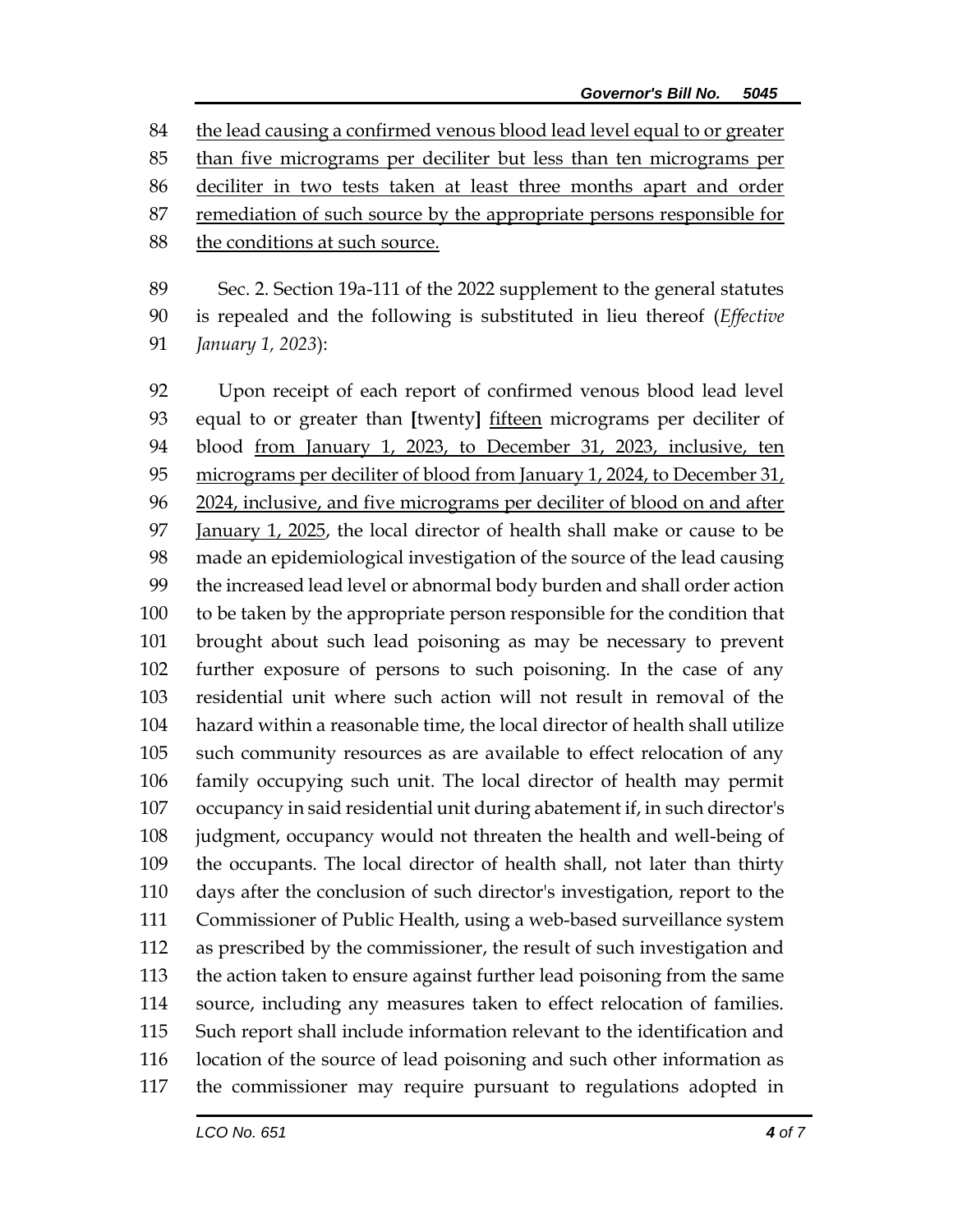the lead causing a confirmed venous blood lead level equal to or greater than five micrograms per deciliter but less than ten micrograms per deciliter in two tests taken at least three months apart and order remediation of such source by the appropriate persons responsible for the conditions at such source.

Sec. 2. Section 19a-111 of the 2022 supplement to the general statutes is repealed and the following is substituted in lieu thereof (*Effective January 1, 2023*):

Upon receipt of each report of confirmed venous blood lead level equal to or greater than **[**twenty**]** fifteen micrograms per deciliter of blood from January 1, 2023, to December 31, 2023, inclusive, ten micrograms per deciliter of blood from January 1, 2024, to December 31, 2024, inclusive, and five micrograms per deciliter of blood on and after January 1, 2025, the local director of health shall make or cause to be made an epidemiological investigation of the source of the lead causing the increased lead level or abnormal body burden and shall order action to be taken by the appropriate person responsible for the condition that brought about such lead poisoning as may be necessary to prevent further exposure of persons to such poisoning. In the case of any residential unit where such action will not result in removal of the hazard within a reasonable time, the local director of health shall utilize such community resources as are available to effect relocation of any family occupying such unit. The local director of health may permit occupancy in said residential unit during abatement if, in such director's judgment, occupancy would not threaten the health and well-being of the occupants. The local director of health shall, not later than thirty days after the conclusion of such director's investigation, report to the Commissioner of Public Health, using a web-based surveillance system as prescribed by the commissioner, the result of such investigation and the action taken to ensure against further lead poisoning from the same source, including any measures taken to effect relocation of families. Such report shall include information relevant to the identification and location of the source of lead poisoning and such other information as the commissioner may require pursuant to regulations adopted in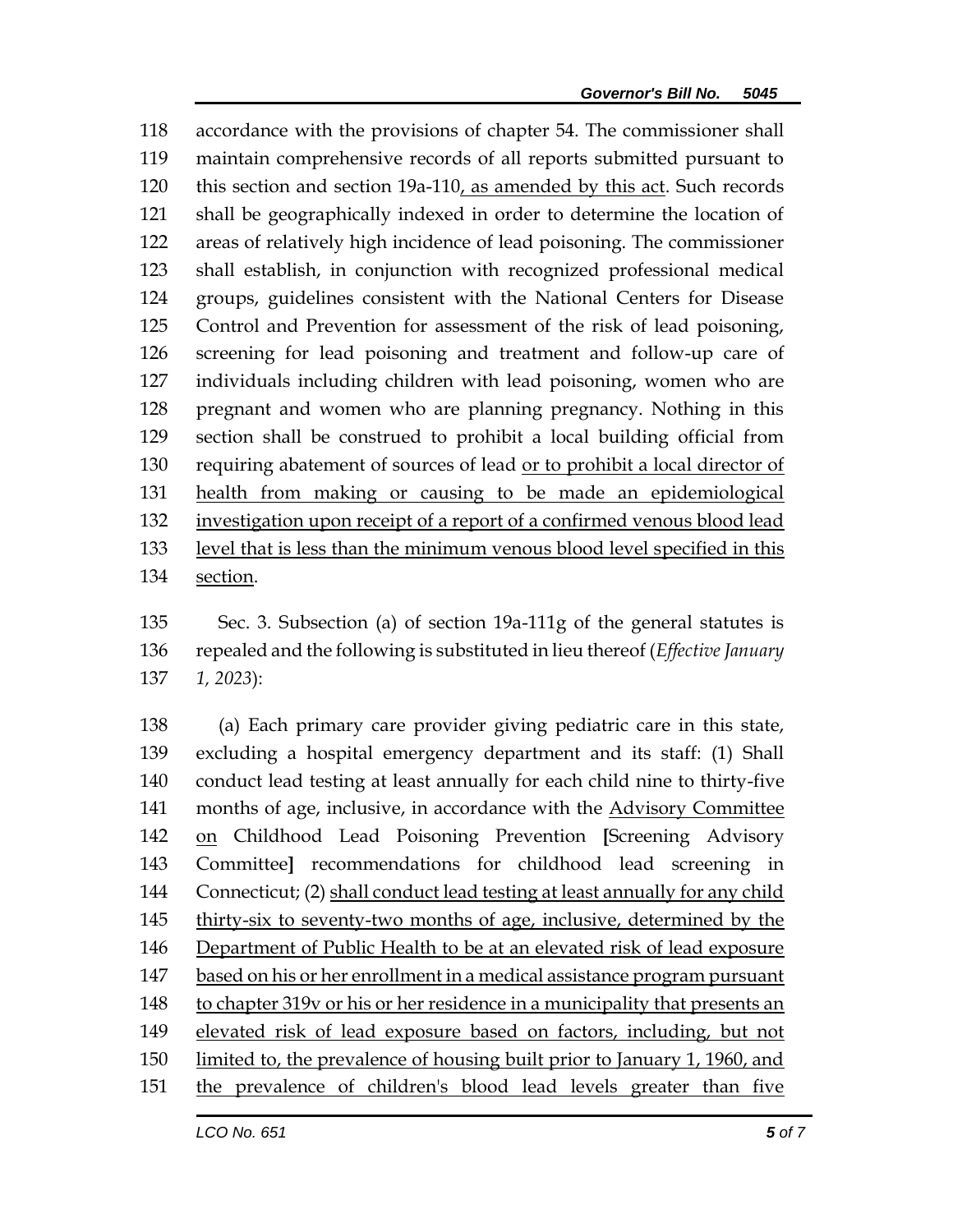accordance with the provisions of chapter 54. The commissioner shall maintain comprehensive records of all reports submitted pursuant to this section and section 19a-110<u>, as amended by this act</u>. Such records shall be geographically indexed in order to determine the location of areas of relatively high incidence of lead poisoning. The commissioner shall establish, in conjunction with recognized professional medical groups, guidelines consistent with the National Centers for Disease Control and Prevention for assessment of the risk of lead poisoning, screening for lead poisoning and treatment and follow-up care of individuals including children with lead poisoning, women who are pregnant and women who are planning pregnancy. Nothing in this section shall be construed to prohibit a local building official from requiring abatement of sources of lead <u>or to prohibit a local director of health from making or causing to be made an epidemiological investigation upon receipt of a report of a confirmed venous blood lead level that is less than the minimum venous blood level specified in this section</u>.

Sec. 3. Subsection (a) of section 19a-111g of the general statutes is repealed and the following is substituted in lieu thereof (*Effective January 1, 2023*):

(a) Each primary care provider giving pediatric care in this state, excluding a hospital emergency department and its staff: (1) Shall conduct lead testing at least annually for each child nine to thirty-five months of age, inclusive, in accordance with the <u>Advisory Committee on</u> Childhood Lead Poisoning Prevention **[**Screening Advisory Committee**]** recommendations for childhood lead screening in Connecticut; (2) <u>shall conduct lead testing at least annually for any child thirty-six to seventy-two months of age, inclusive, determined by the Department of Public Health to be at an elevated risk of lead exposure based on his or her enrollment in a medical assistance program pursuant to chapter 319v or his or her residence in a municipality that presents an elevated risk of lead exposure based on factors, including, but not limited to, the prevalence of housing built prior to January 1, 1960, and the prevalence of children's blood lead levels greater than five</u>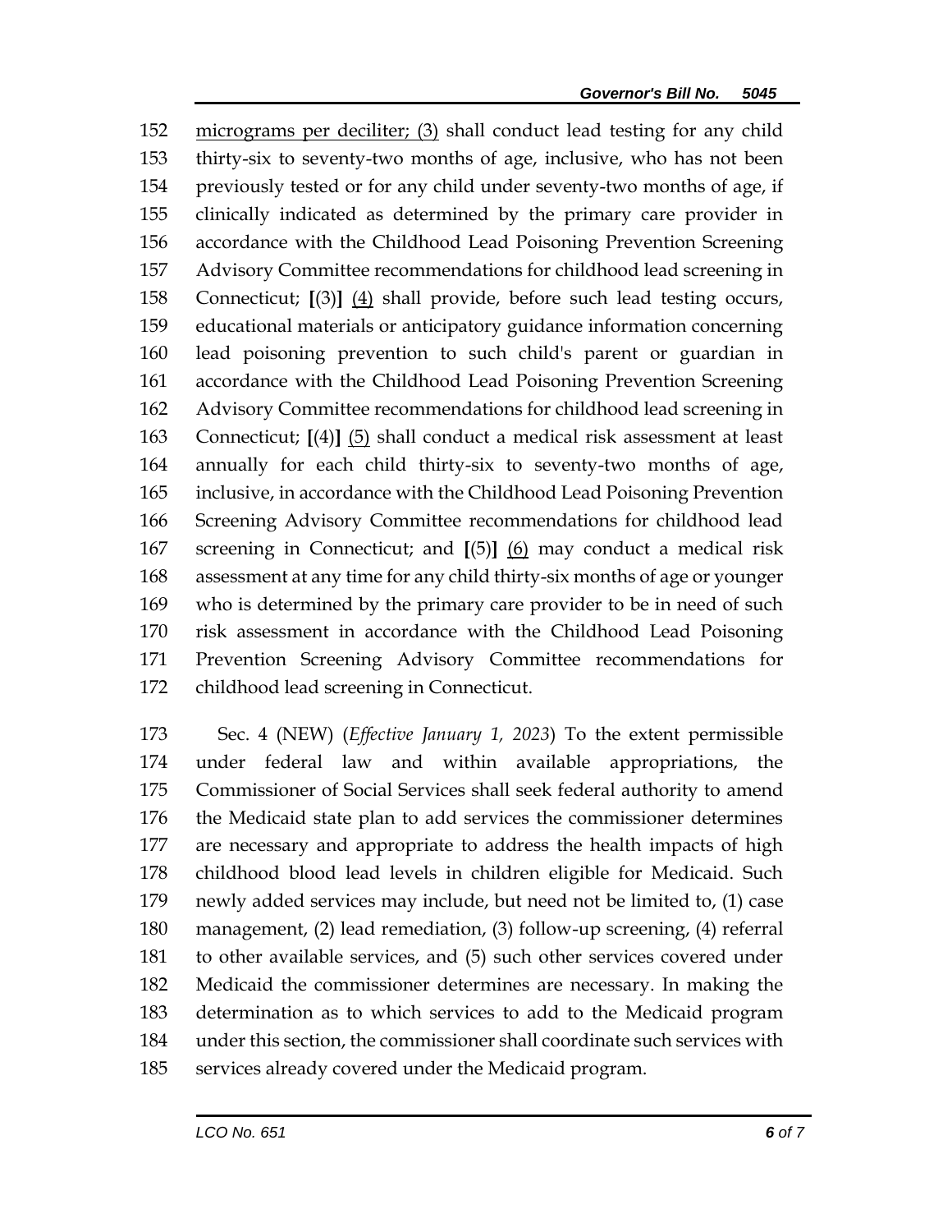152 micrograms per deciliter; (3) shall conduct lead testing for any child
153 thirty-six to seventy-two months of age, inclusive, who has not been
154 previously tested or for any child under seventy-two months of age, if
155 clinically indicated as determined by the primary care provider in
156 accordance with the Childhood Lead Poisoning Prevention Screening
157 Advisory Committee recommendations for childhood lead screening in
158 Connecticut; **[**(3)**]** (4) shall provide, before such lead testing occurs,
159 educational materials or anticipatory guidance information concerning
160 lead poisoning prevention to such child's parent or guardian in
161 accordance with the Childhood Lead Poisoning Prevention Screening
162 Advisory Committee recommendations for childhood lead screening in
163 Connecticut; **[**(4)**]** (5) shall conduct a medical risk assessment at least
164 annually for each child thirty-six to seventy-two months of age,
165 inclusive, in accordance with the Childhood Lead Poisoning Prevention
166 Screening Advisory Committee recommendations for childhood lead
167 screening in Connecticut; and **[**(5)**]** (6) may conduct a medical risk
168 assessment at any time for any child thirty-six months of age or younger
169 who is determined by the primary care provider to be in need of such
170 risk assessment in accordance with the Childhood Lead Poisoning
171 Prevention Screening Advisory Committee recommendations for
172 childhood lead screening in Connecticut.

173 Sec. 4 (NEW) (*Effective January 1, 2023*) To the extent permissible
174 under federal law and within available appropriations, the
175 Commissioner of Social Services shall seek federal authority to amend
176 the Medicaid state plan to add services the commissioner determines
177 are necessary and appropriate to address the health impacts of high
178 childhood blood lead levels in children eligible for Medicaid. Such
179 newly added services may include, but need not be limited to, (1) case
180 management, (2) lead remediation, (3) follow-up screening, (4) referral
181 to other available services, and (5) such other services covered under
182 Medicaid the commissioner determines are necessary. In making the
183 determination as to which services to add to the Medicaid program
184 under this section, the commissioner shall coordinate such services with
185 services already covered under the Medicaid program.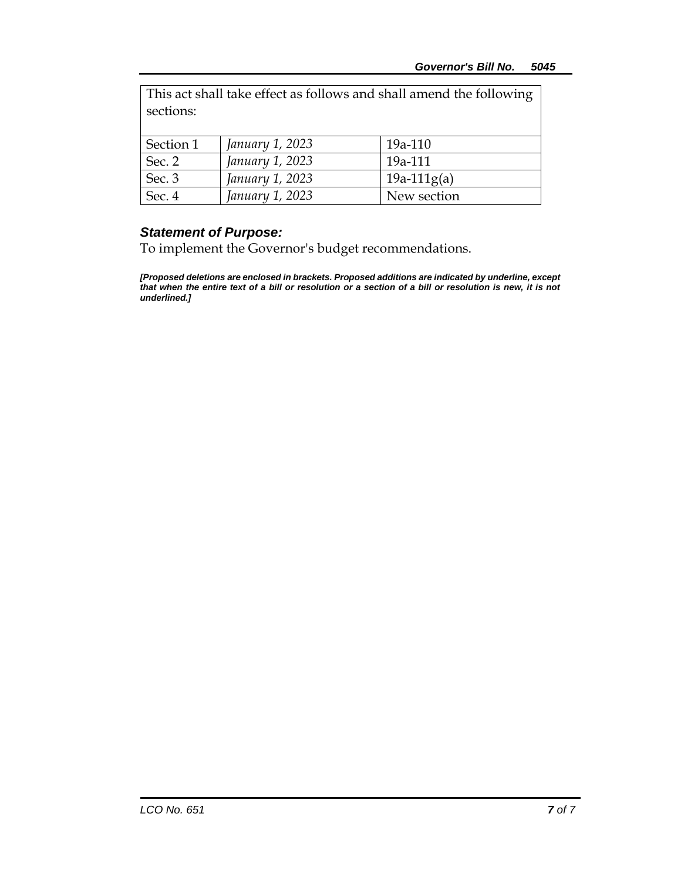This act shall take effect as follows and shall amend the following sections:

| | | |
|---|---|---|
| Section 1 | *January 1, 2023* | 19a-110 |
| Sec. 2 | *January 1, 2023* | 19a-111 |
| Sec. 3 | *January 1, 2023* | 19a-111g(a) |
| Sec. 4 | *January 1, 2023* | New section |

### *Statement of Purpose:*

To implement the Governor's budget recommendations.

***[Proposed deletions are enclosed in brackets. Proposed additions are indicated by underline, except that when the entire text of a bill or resolution or a section of a bill or resolution is new, it is not underlined.]***